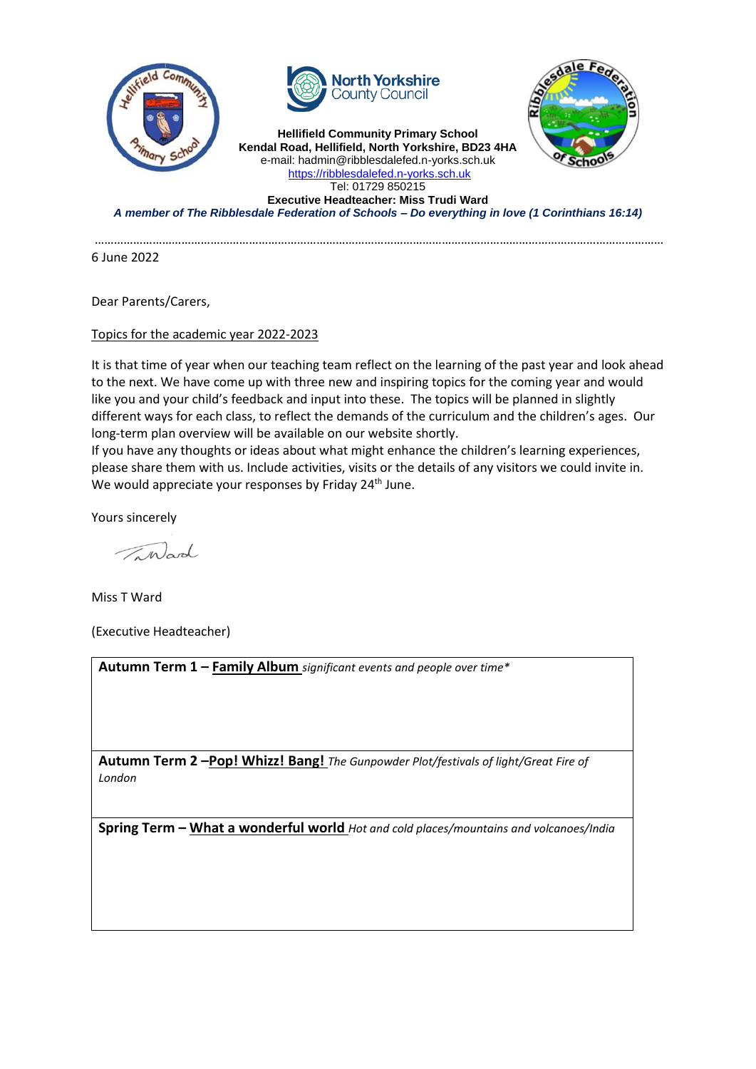**Hellifield Community Primary School**
**Kendal Road, Hellifield, North Yorkshire, BD23 4HA**
e-mail: hadmin@ribblesdalefed.n-yorks.sch.uk
https://ribblesdalefed.n-yorks.sch.uk
Tel: 01729 850215
**Executive Headteacher: Miss Trudi Ward**
***A member of The Ribblesdale Federation of Schools – Do everything in love (1 Corinthians 16:14)***

---

6 June 2022

Dear Parents/Carers,

Topics for the academic year 2022-2023

It is that time of year when our teaching team reflect on the learning of the past year and look ahead to the next. We have come up with three new and inspiring topics for the coming year and would like you and your child's feedback and input into these. The topics will be planned in slightly different ways for each class, to reflect the demands of the curriculum and the children's ages. Our long-term plan overview will be available on our website shortly.
If you have any thoughts or ideas about what might enhance the children's learning experiences, please share them with us. Include activities, visits or the details of any visitors we could invite in. We would appreciate your responses by Friday 24th June.

Yours sincerely

T Ward

Miss T Ward

(Executive Headteacher)

| **Autumn Term 1 – Family Album** *significant events and people over time\** |
|---|
| **Autumn Term 2 – Pop! Whizz! Bang!** *The Gunpowder Plot/festivals of light/Great Fire of London* |
| **Spring Term – What a wonderful world** *Hot and cold places/mountains and volcanoes/India* |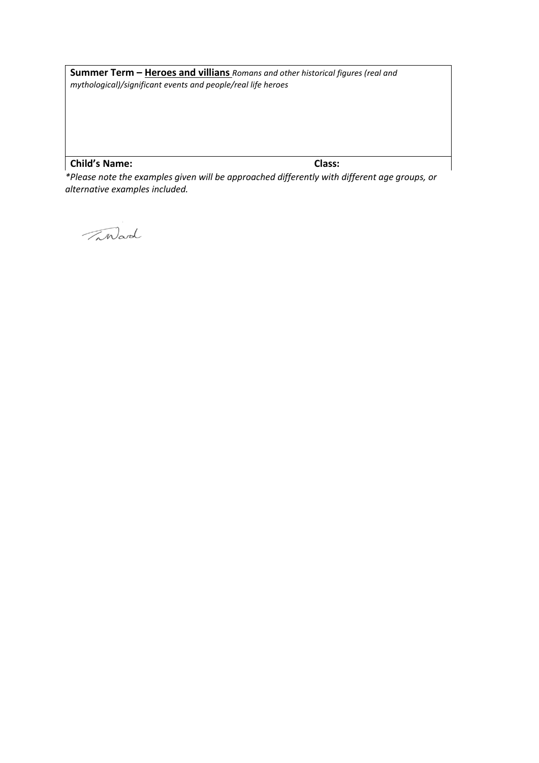**Summer Term – <u>Heroes and villians</u>** *Romans and other historical figures (real and mythological)/significant events and people/real life heroes*

**Child's Name:** **Class:**

*\*Please note the examples given will be approached differently with different age groups, or alternative examples included.*

T. Ward